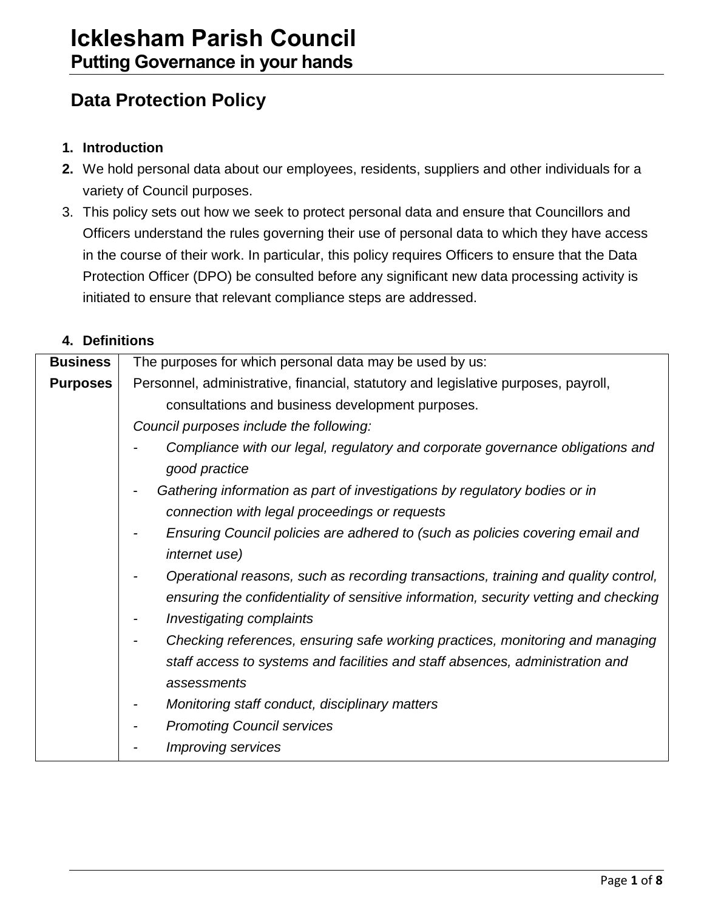# Icklesham Parish Council

## Putting Governance in your hands

## Data Protection Policy

1. **Introduction**
2. We hold personal data about our employees, residents, suppliers and other individuals for a variety of Council purposes.
3. This policy sets out how we seek to protect personal data and ensure that Councillors and Officers understand the rules governing their use of personal data to which they have access in the course of their work. In particular, this policy requires Officers to ensure that the Data Protection Officer (DPO) be consulted before any significant new data processing activity is initiated to ensure that relevant compliance steps are addressed.
4. **Definitions**

| | |
|---|---|
| **Business Purposes** | The purposes for which personal data may be used by us:<br>Personnel, administrative, financial, statutory and legislative purposes, payroll, consultations and business development purposes.<br>*Council purposes include the following:*<br>- *Compliance with our legal, regulatory and corporate governance obligations and good practice*<br>- *Gathering information as part of investigations by regulatory bodies or in connection with legal proceedings or requests*<br>- *Ensuring Council policies are adhered to (such as policies covering email and internet use)*<br>- *Operational reasons, such as recording transactions, training and quality control, ensuring the confidentiality of sensitive information, security vetting and checking*<br>- *Investigating complaints*<br>- *Checking references, ensuring safe working practices, monitoring and managing staff access to systems and facilities and staff absences, administration and assessments*<br>- *Monitoring staff conduct, disciplinary matters*<br>- *Promoting Council services*<br>- *Improving services* |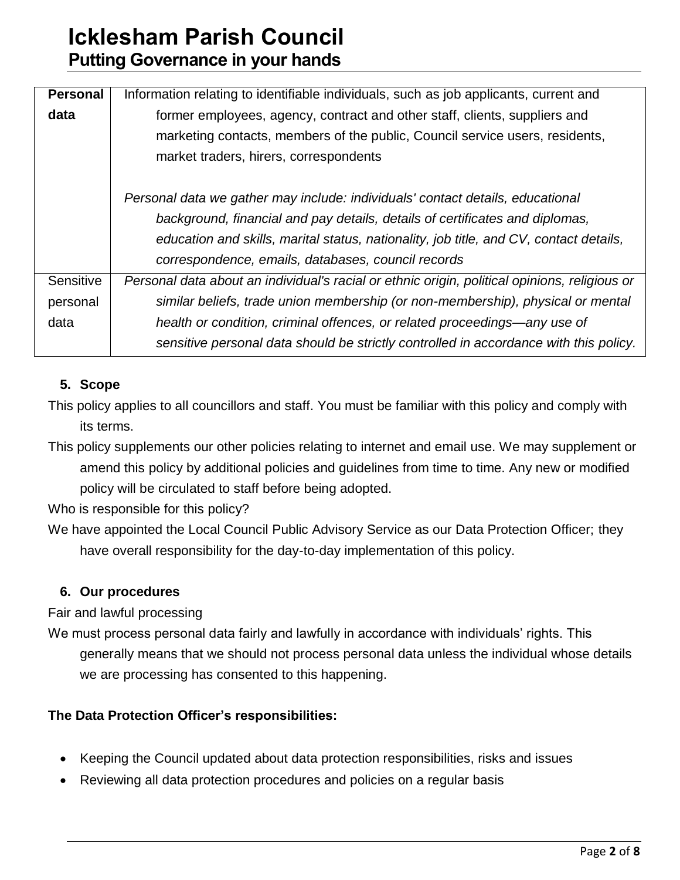| **Personal data** | Information relating to identifiable individuals, such as job applicants, current and former employees, agency, contract and other staff, clients, suppliers and marketing contacts, members of the public, Council service users, residents, market traders, hirers, correspondents<br><br>*Personal data we gather may include: individuals' contact details, educational background, financial and pay details, details of certificates and diplomas, education and skills, marital status, nationality, job title, and CV, contact details, correspondence, emails, databases, council records* |
|---|---|
| Sensitive personal data | *Personal data about an individual's racial or ethnic origin, political opinions, religious or similar beliefs, trade union membership (or non-membership), physical or mental health or condition, criminal offences, or related proceedings—any use of sensitive personal data should be strictly controlled in accordance with this policy.* |

## 5. Scope

This policy applies to all councillors and staff. You must be familiar with this policy and comply with its terms.

This policy supplements our other policies relating to internet and email use. We may supplement or amend this policy by additional policies and guidelines from time to time. Any new or modified policy will be circulated to staff before being adopted.

Who is responsible for this policy?

We have appointed the Local Council Public Advisory Service as our Data Protection Officer; they have overall responsibility for the day-to-day implementation of this policy.

## 6. Our procedures

Fair and lawful processing

We must process personal data fairly and lawfully in accordance with individuals' rights. This generally means that we should not process personal data unless the individual whose details we are processing has consented to this happening.

**The Data Protection Officer's responsibilities:**

- Keeping the Council updated about data protection responsibilities, risks and issues
- Reviewing all data protection procedures and policies on a regular basis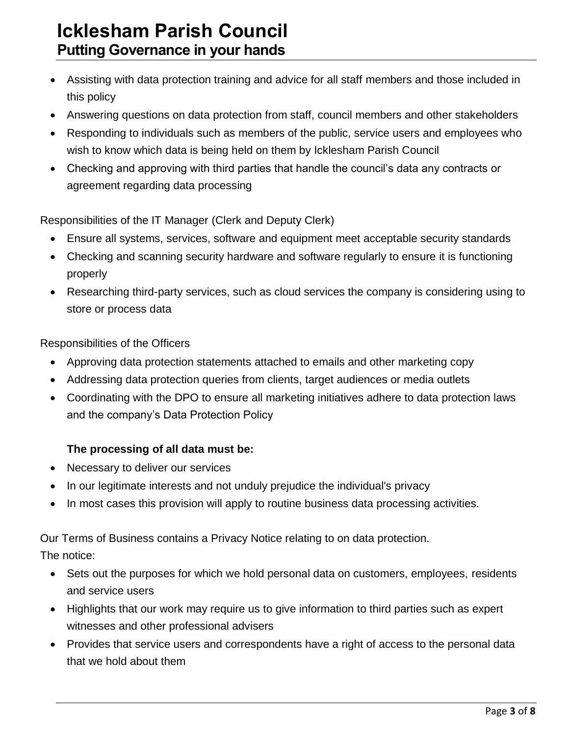- Assisting with data protection training and advice for all staff members and those included in this policy
- Answering questions on data protection from staff, council members and other stakeholders
- Responding to individuals such as members of the public, service users and employees who wish to know which data is being held on them by Icklesham Parish Council
- Checking and approving with third parties that handle the council's data any contracts or agreement regarding data processing

Responsibilities of the IT Manager (Clerk and Deputy Clerk)

- Ensure all systems, services, software and equipment meet acceptable security standards
- Checking and scanning security hardware and software regularly to ensure it is functioning properly
- Researching third-party services, such as cloud services the company is considering using to store or process data

Responsibilities of the Officers

- Approving data protection statements attached to emails and other marketing copy
- Addressing data protection queries from clients, target audiences or media outlets
- Coordinating with the DPO to ensure all marketing initiatives adhere to data protection laws and the company's Data Protection Policy

**The processing of all data must be:**

- Necessary to deliver our services
- In our legitimate interests and not unduly prejudice the individual's privacy
- In most cases this provision will apply to routine business data processing activities.

Our Terms of Business contains a Privacy Notice relating to on data protection.
The notice:

- Sets out the purposes for which we hold personal data on customers, employees, residents and service users
- Highlights that our work may require us to give information to third parties such as expert witnesses and other professional advisers
- Provides that service users and correspondents have a right of access to the personal data that we hold about them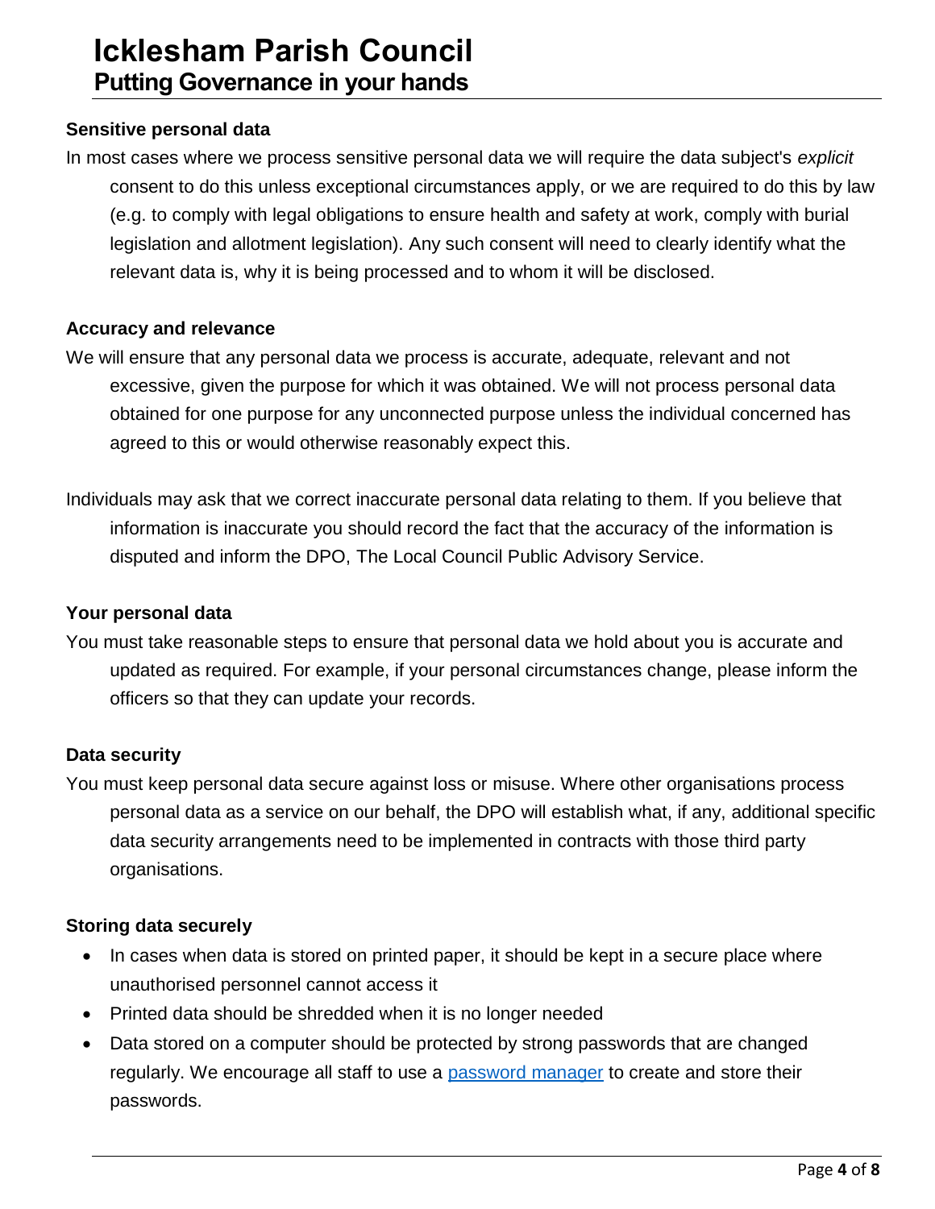### Sensitive personal data

In most cases where we process sensitive personal data we will require the data subject's *explicit* consent to do this unless exceptional circumstances apply, or we are required to do this by law (e.g. to comply with legal obligations to ensure health and safety at work, comply with burial legislation and allotment legislation). Any such consent will need to clearly identify what the relevant data is, why it is being processed and to whom it will be disclosed.

### Accuracy and relevance

We will ensure that any personal data we process is accurate, adequate, relevant and not excessive, given the purpose for which it was obtained. We will not process personal data obtained for one purpose for any unconnected purpose unless the individual concerned has agreed to this or would otherwise reasonably expect this.

Individuals may ask that we correct inaccurate personal data relating to them. If you believe that information is inaccurate you should record the fact that the accuracy of the information is disputed and inform the DPO, The Local Council Public Advisory Service.

### Your personal data

You must take reasonable steps to ensure that personal data we hold about you is accurate and updated as required. For example, if your personal circumstances change, please inform the officers so that they can update your records.

### Data security

You must keep personal data secure against loss or misuse. Where other organisations process personal data as a service on our behalf, the DPO will establish what, if any, additional specific data security arrangements need to be implemented in contracts with those third party organisations.

### Storing data securely

- In cases when data is stored on printed paper, it should be kept in a secure place where unauthorised personnel cannot access it
- Printed data should be shredded when it is no longer needed
- Data stored on a computer should be protected by strong passwords that are changed regularly. We encourage all staff to use a password manager to create and store their passwords.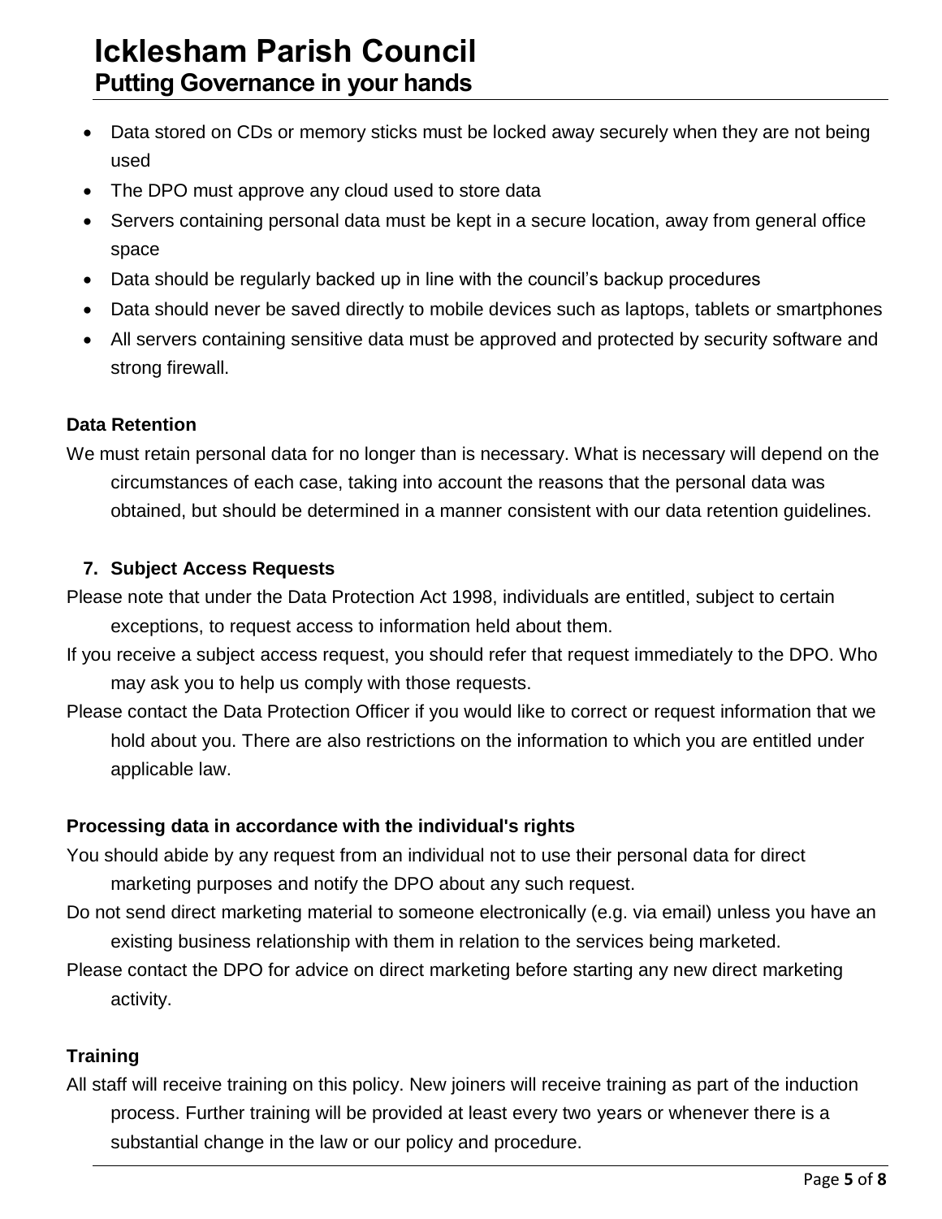- Data stored on CDs or memory sticks must be locked away securely when they are not being used
- The DPO must approve any cloud used to store data
- Servers containing personal data must be kept in a secure location, away from general office space
- Data should be regularly backed up in line with the council's backup procedures
- Data should never be saved directly to mobile devices such as laptops, tablets or smartphones
- All servers containing sensitive data must be approved and protected by security software and strong firewall.

**Data Retention**

We must retain personal data for no longer than is necessary. What is necessary will depend on the circumstances of each case, taking into account the reasons that the personal data was obtained, but should be determined in a manner consistent with our data retention guidelines.

**7. Subject Access Requests**

Please note that under the Data Protection Act 1998, individuals are entitled, subject to certain exceptions, to request access to information held about them.

If you receive a subject access request, you should refer that request immediately to the DPO. Who may ask you to help us comply with those requests.

Please contact the Data Protection Officer if you would like to correct or request information that we hold about you. There are also restrictions on the information to which you are entitled under applicable law.

**Processing data in accordance with the individual's rights**

You should abide by any request from an individual not to use their personal data for direct marketing purposes and notify the DPO about any such request.

Do not send direct marketing material to someone electronically (e.g. via email) unless you have an existing business relationship with them in relation to the services being marketed.

Please contact the DPO for advice on direct marketing before starting any new direct marketing activity.

**Training**

All staff will receive training on this policy. New joiners will receive training as part of the induction process. Further training will be provided at least every two years or whenever there is a substantial change in the law or our policy and procedure.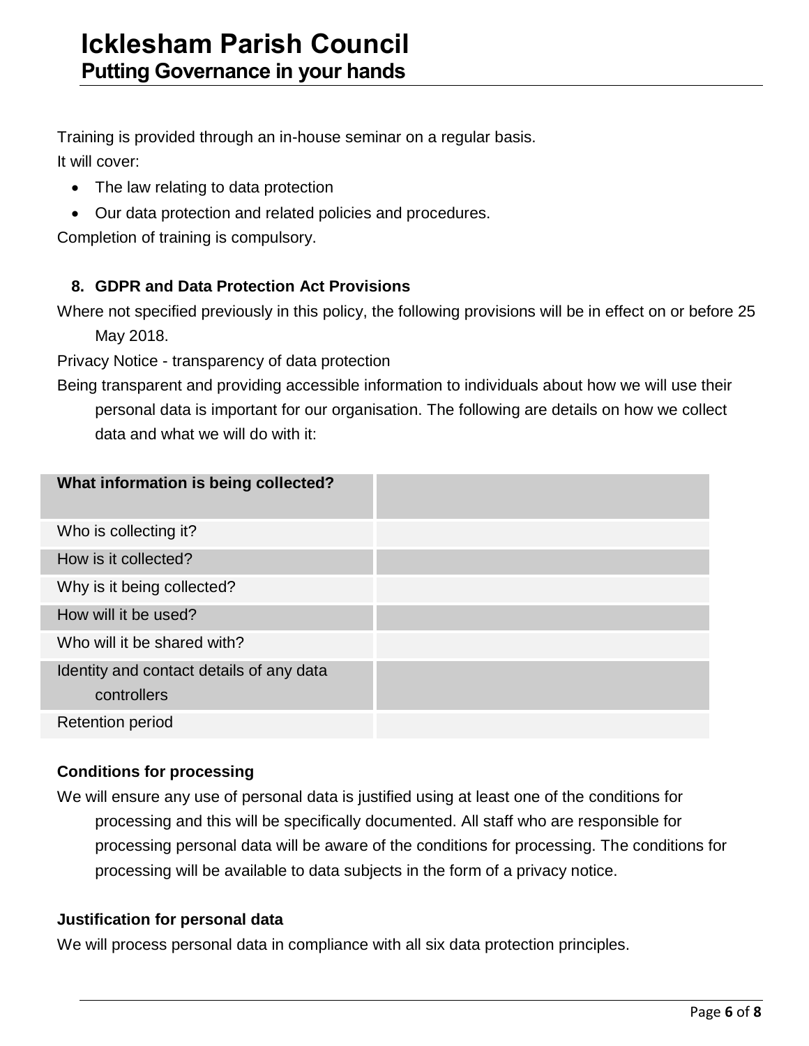Training is provided through an in-house seminar on a regular basis.

It will cover:

- The law relating to data protection
- Our data protection and related policies and procedures.

Completion of training is compulsory.

## 8. GDPR and Data Protection Act Provisions

Where not specified previously in this policy, the following provisions will be in effect on or before 25 May 2018.

Privacy Notice - transparency of data protection

Being transparent and providing accessible information to individuals about how we will use their personal data is important for our organisation. The following are details on how we collect data and what we will do with it:

| **What information is being collected?** | |
|---|---|
| Who is collecting it? | |
| How is it collected? | |
| Why is it being collected? | |
| How will it be used? | |
| Who will it be shared with? | |
| Identity and contact details of any data controllers | |
| Retention period | |

**Conditions for processing**

We will ensure any use of personal data is justified using at least one of the conditions for processing and this will be specifically documented. All staff who are responsible for processing personal data will be aware of the conditions for processing. The conditions for processing will be available to data subjects in the form of a privacy notice.

**Justification for personal data**

We will process personal data in compliance with all six data protection principles.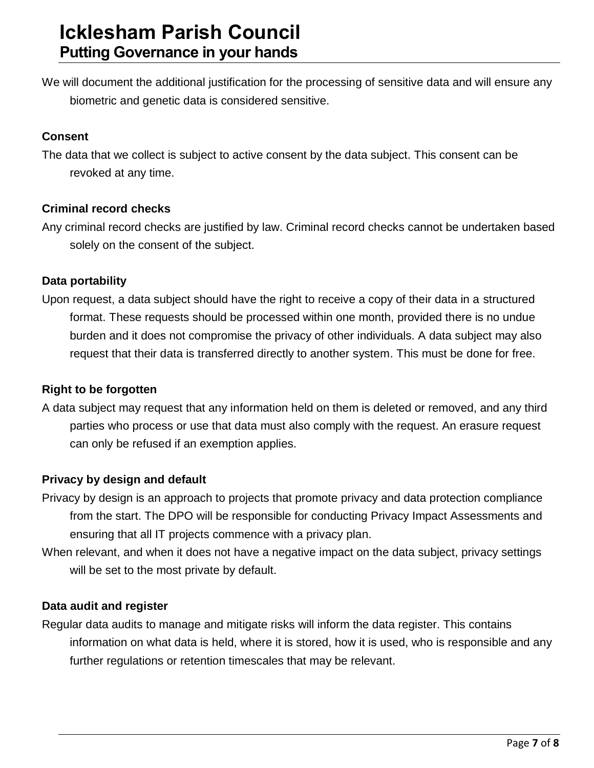We will document the additional justification for the processing of sensitive data and will ensure any biometric and genetic data is considered sensitive.

**Consent**

The data that we collect is subject to active consent by the data subject. This consent can be revoked at any time.

**Criminal record checks**

Any criminal record checks are justified by law. Criminal record checks cannot be undertaken based solely on the consent of the subject.

**Data portability**

Upon request, a data subject should have the right to receive a copy of their data in a structured format. These requests should be processed within one month, provided there is no undue burden and it does not compromise the privacy of other individuals. A data subject may also request that their data is transferred directly to another system. This must be done for free.

**Right to be forgotten**

A data subject may request that any information held on them is deleted or removed, and any third parties who process or use that data must also comply with the request. An erasure request can only be refused if an exemption applies.

**Privacy by design and default**

Privacy by design is an approach to projects that promote privacy and data protection compliance from the start. The DPO will be responsible for conducting Privacy Impact Assessments and ensuring that all IT projects commence with a privacy plan.

When relevant, and when it does not have a negative impact on the data subject, privacy settings will be set to the most private by default.

**Data audit and register**

Regular data audits to manage and mitigate risks will inform the data register. This contains information on what data is held, where it is stored, how it is used, who is responsible and any further regulations or retention timescales that may be relevant.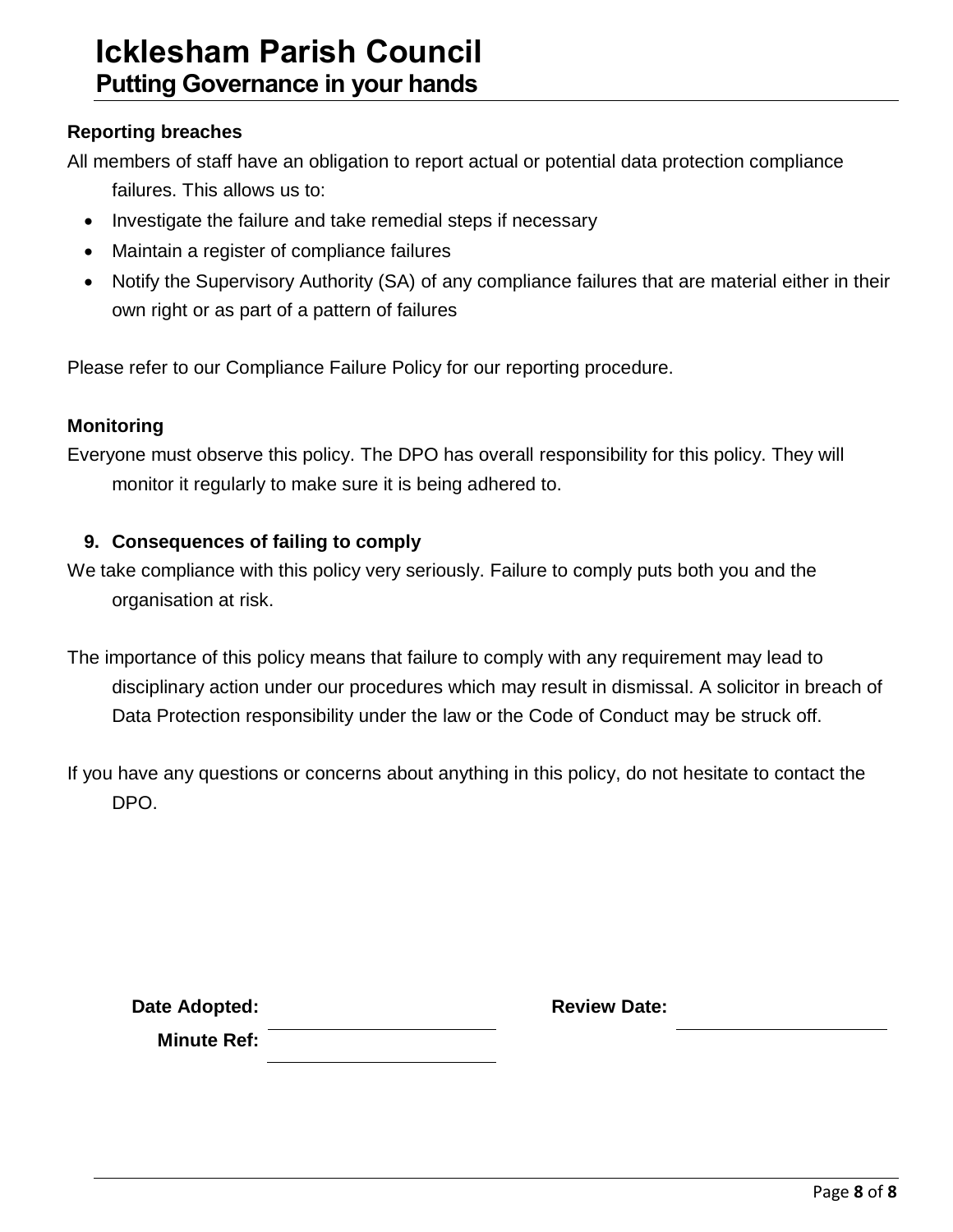**Reporting breaches**

All members of staff have an obligation to report actual or potential data protection compliance failures. This allows us to:

- Investigate the failure and take remedial steps if necessary
- Maintain a register of compliance failures
- Notify the Supervisory Authority (SA) of any compliance failures that are material either in their own right or as part of a pattern of failures

Please refer to our Compliance Failure Policy for our reporting procedure.

**Monitoring**

Everyone must observe this policy. The DPO has overall responsibility for this policy. They will monitor it regularly to make sure it is being adhered to.

## 9. Consequences of failing to comply

We take compliance with this policy very seriously. Failure to comply puts both you and the organisation at risk.

The importance of this policy means that failure to comply with any requirement may lead to disciplinary action under our procedures which may result in dismissal. A solicitor in breach of Data Protection responsibility under the law or the Code of Conduct may be struck off.

If you have any questions or concerns about anything in this policy, do not hesitate to contact the DPO.

**Date Adopted:** ______________________ **Review Date:** ______________________

**Minute Ref:** ______________________